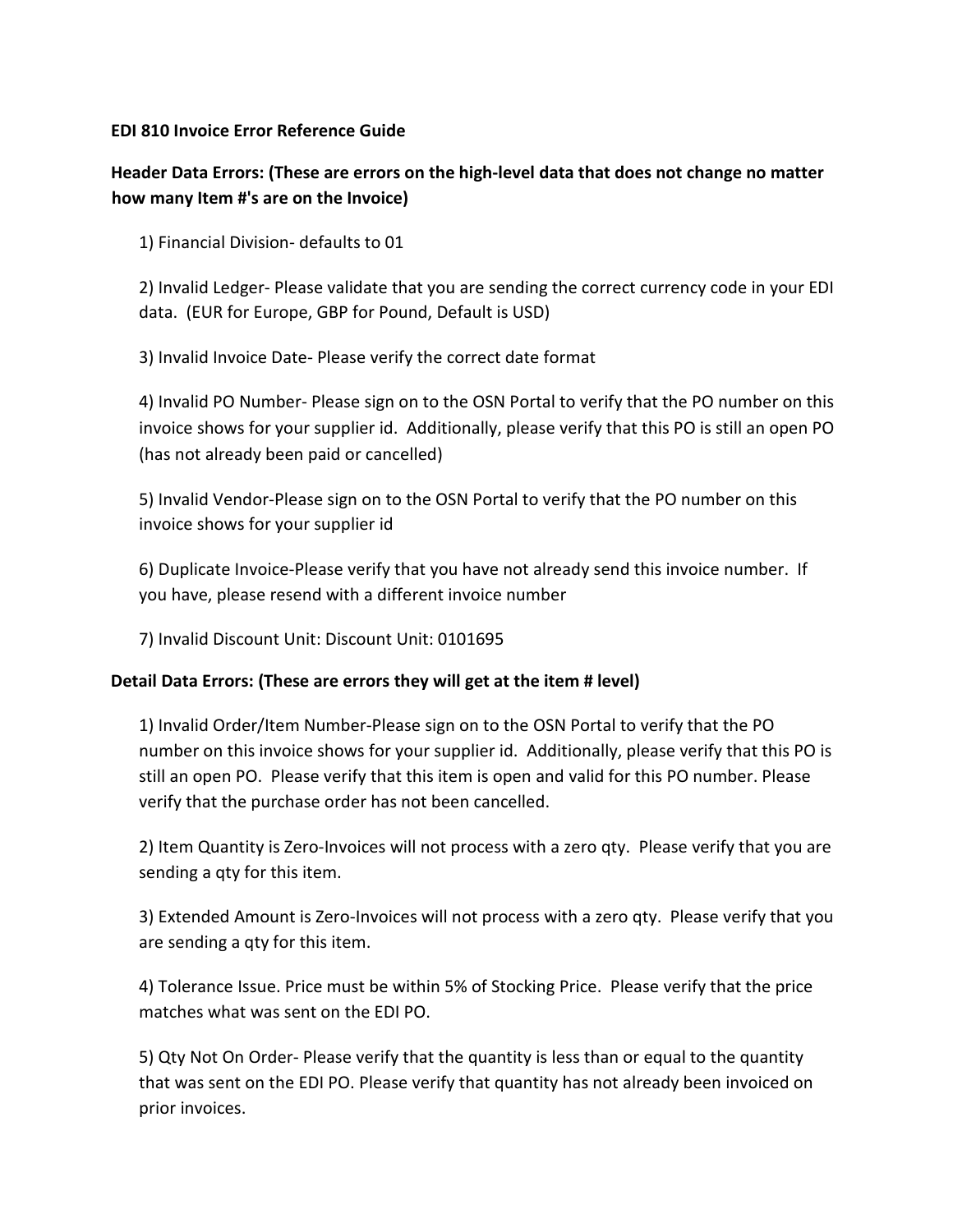# EDI 810 Invoice Error Reference Guide

## Header Data Errors: (These are errors on the high-level data that does not change no matter how many Item #'s are on the Invoice)

1) Financial Division- defaults to 01

2) Invalid Ledger- Please validate that you are sending the correct currency code in your EDI data. (EUR for Europe, GBP for Pound, Default is USD)

3) Invalid Invoice Date- Please verify the correct date format

4) Invalid PO Number- Please sign on to the OSN Portal to verify that the PO number on this invoice shows for your supplier id. Additionally, please verify that this PO is still an open PO (has not already been paid or cancelled)

5) Invalid Vendor-Please sign on to the OSN Portal to verify that the PO number on this invoice shows for your supplier id

6) Duplicate Invoice-Please verify that you have not already send this invoice number. If you have, please resend with a different invoice number

7) Invalid Discount Unit: Discount Unit: 0101695

## Detail Data Errors: (These are errors they will get at the item # level)

1) Invalid Order/Item Number-Please sign on to the OSN Portal to verify that the PO number on this invoice shows for your supplier id. Additionally, please verify that this PO is still an open PO. Please verify that this item is open and valid for this PO number. Please verify that the purchase order has not been cancelled.

2) Item Quantity is Zero-Invoices will not process with a zero qty. Please verify that you are sending a qty for this item.

3) Extended Amount is Zero-Invoices will not process with a zero qty. Please verify that you are sending a qty for this item.

4) Tolerance Issue. Price must be within 5% of Stocking Price. Please verify that the price matches what was sent on the EDI PO.

5) Qty Not On Order- Please verify that the quantity is less than or equal to the quantity that was sent on the EDI PO. Please verify that quantity has not already been invoiced on prior invoices.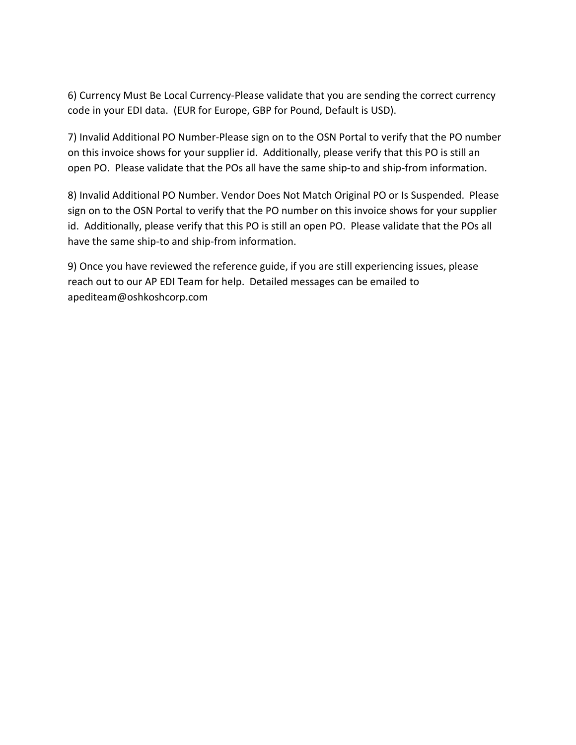6) Currency Must Be Local Currency-Please validate that you are sending the correct currency code in your EDI data. (EUR for Europe, GBP for Pound, Default is USD).

7) Invalid Additional PO Number-Please sign on to the OSN Portal to verify that the PO number on this invoice shows for your supplier id. Additionally, please verify that this PO is still an open PO. Please validate that the POs all have the same ship-to and ship-from information.

8) Invalid Additional PO Number. Vendor Does Not Match Original PO or Is Suspended. Please sign on to the OSN Portal to verify that the PO number on this invoice shows for your supplier id. Additionally, please verify that this PO is still an open PO. Please validate that the POs all have the same ship-to and ship-from information.

9) Once you have reviewed the reference guide, if you are still experiencing issues, please reach out to our AP EDI Team for help. Detailed messages can be emailed to apediteam@oshkoshcorp.com